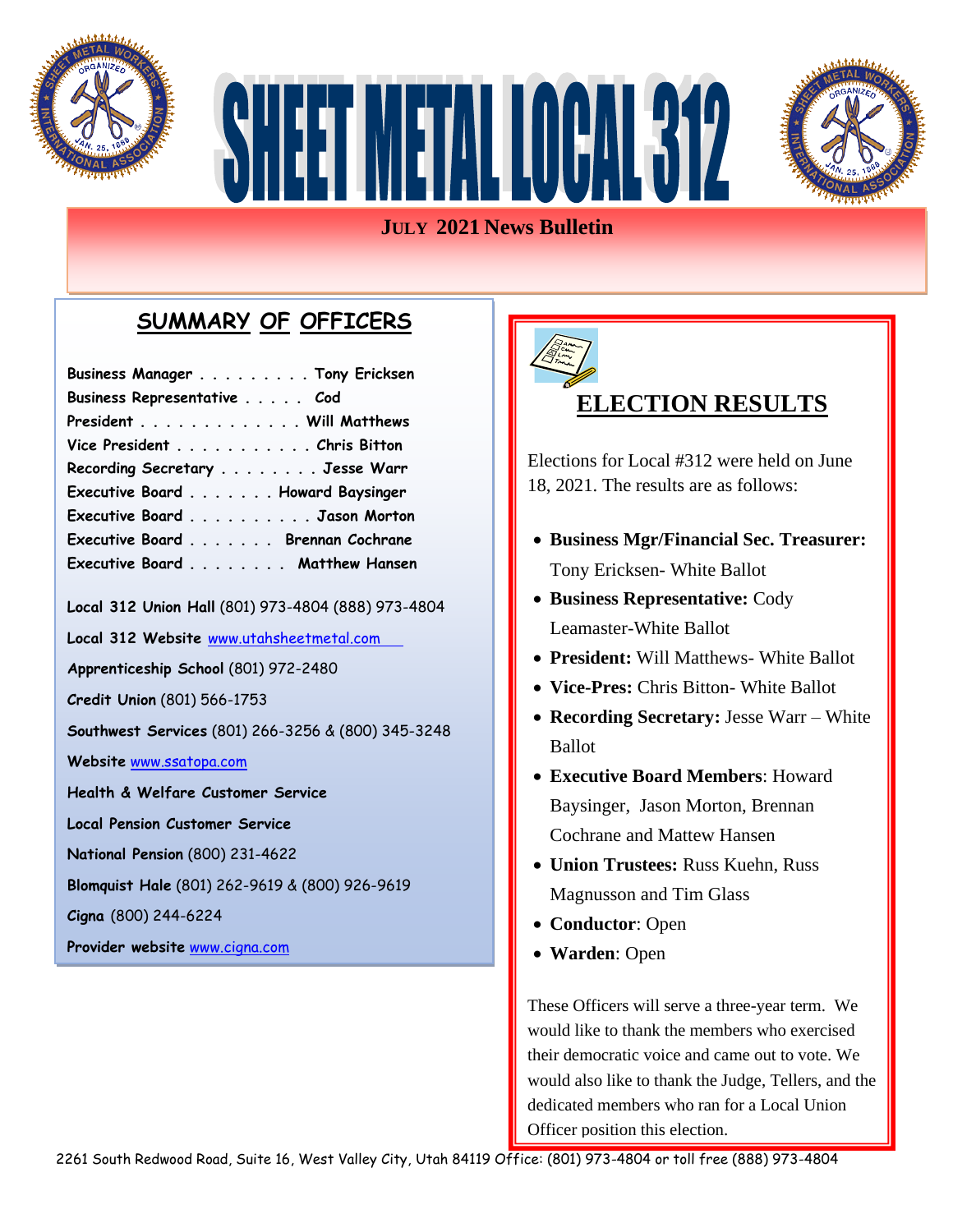# SHEET METAL LOCAL 312

## JULY 2021 News Bulletin

## SUMMARY OF OFFICERS

Business Manager . . . . . . . . . Tony Ericksen
Business Representative . . . . . Cod
President . . . . . . . . . . . . . Will Matthews
Vice President . . . . . . . . . . . Chris Bitton
Recording Secretary . . . . . . . . Jesse Warr
Executive Board . . . . . . . Howard Baysinger
Executive Board . . . . . . . . . . Jason Morton
Executive Board . . . . . . . Brennan Cochrane
Executive Board . . . . . . . . Matthew Hansen

**Local 312 Union Hall** (801) 973-4804 (888) 973-4804

**Local 312 Website** www.utahsheetmetal.com

**Apprenticeship School** (801) 972-2480

**Credit Union** (801) 566-1753

**Southwest Services** (801) 266-3256 & (800) 345-3248

**Website** www.ssatopa.com

**Health & Welfare Customer Service**

**Local Pension Customer Service**

**National Pension** (800) 231-4622

**Blomquist Hale** (801) 262-9619 & (800) 926-9619

**Cigna** (800) 244-6224

**Provider website** www.cigna.com

## ELECTION RESULTS

Elections for Local #312 were held on June 18, 2021. The results are as follows:

- **Business Mgr/Financial Sec. Treasurer:** Tony Ericksen- White Ballot
- **Business Representative:** Cody Leamaster-White Ballot
- **President:** Will Matthews- White Ballot
- **Vice-Pres:** Chris Bitton- White Ballot
- **Recording Secretary:** Jesse Warr – White Ballot
- **Executive Board Members**: Howard Baysinger, Jason Morton, Brennan Cochrane and Mattew Hansen
- **Union Trustees:** Russ Kuehn, Russ Magnusson and Tim Glass
- **Conductor**: Open
- **Warden**: Open

These Officers will serve a three-year term. We would like to thank the members who exercised their democratic voice and came out to vote. We would also like to thank the Judge, Tellers, and the dedicated members who ran for a Local Union Officer position this election.

2261 South Redwood Road, Suite 16, West Valley City, Utah 84119 Office: (801) 973-4804 or toll free (888) 973-4804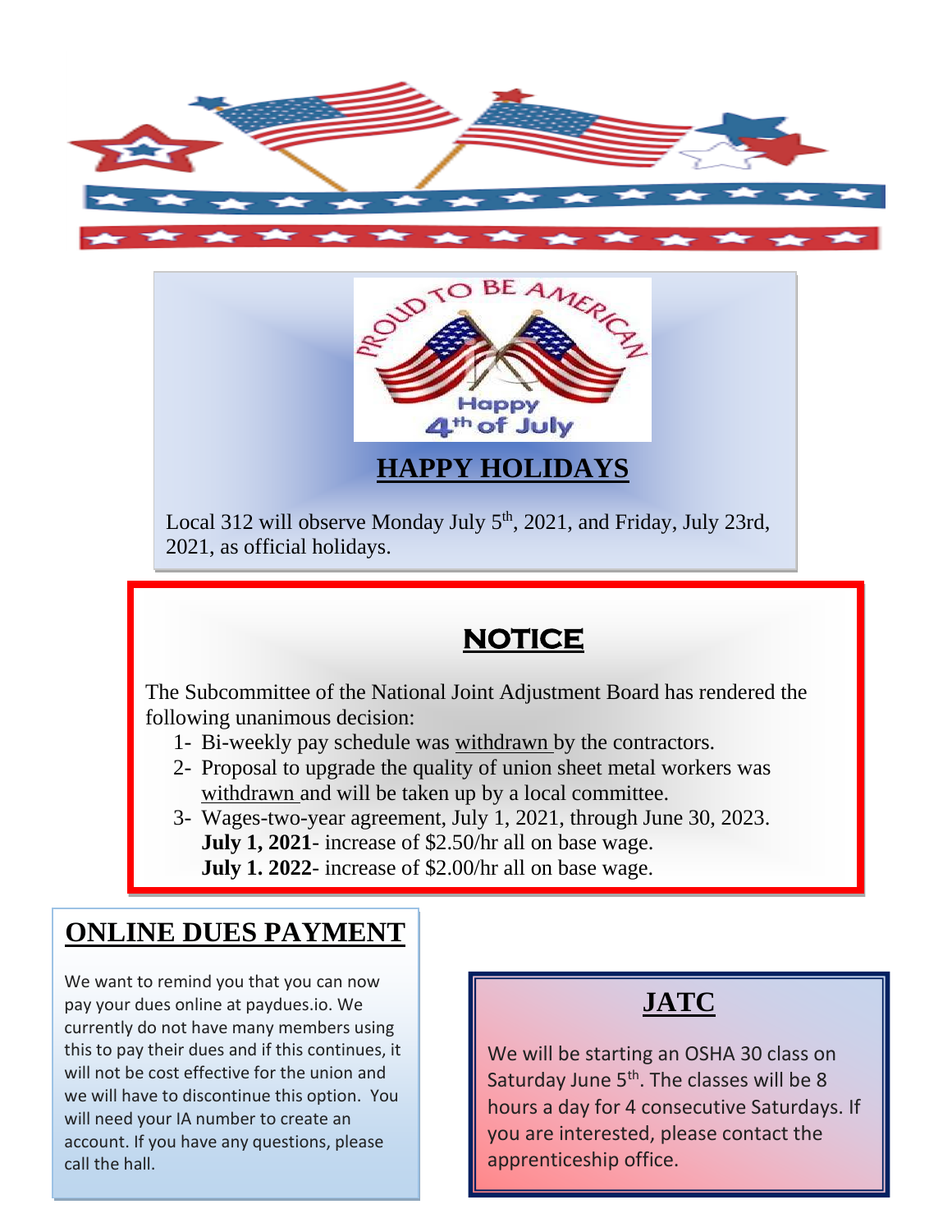## HAPPY HOLIDAYS

Local 312 will observe Monday July 5th, 2021, and Friday, July 23rd, 2021, as official holidays.

## NOTICE

The Subcommittee of the National Joint Adjustment Board has rendered the following unanimous decision:

1. Bi-weekly pay schedule was withdrawn by the contractors.
2. Proposal to upgrade the quality of union sheet metal workers was withdrawn and will be taken up by a local committee.
3. Wages-two-year agreement, July 1, 2021, through June 30, 2023.
   **July 1, 2021**- increase of $2.50/hr all on base wage.
   **July 1. 2022**- increase of $2.00/hr all on base wage.

## ONLINE DUES PAYMENT

We want to remind you that you can now pay your dues online at paydues.io. We currently do not have many members using this to pay their dues and if this continues, it will not be cost effective for the union and we will have to discontinue this option. You will need your IA number to create an account. If you have any questions, please call the hall.

## JATC

We will be starting an OSHA 30 class on Saturday June 5th. The classes will be 8 hours a day for 4 consecutive Saturdays. If you are interested, please contact the apprenticeship office.